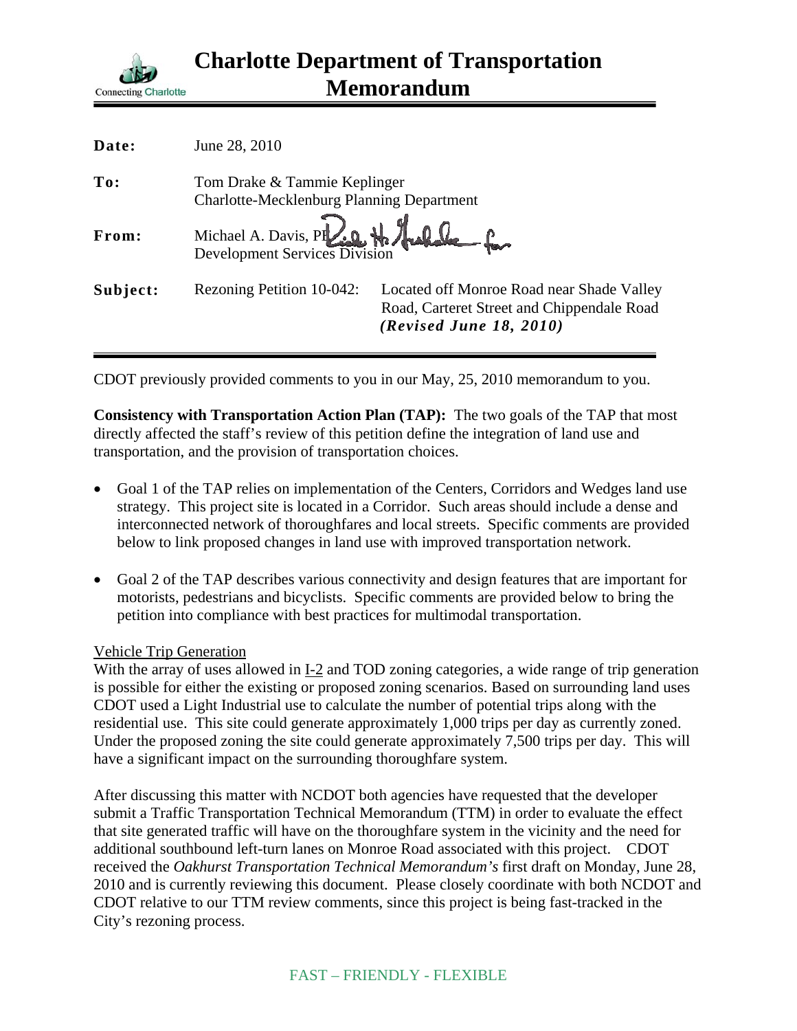# Charlote Department of Transportation Memorandum

Connecting Charlotte

| | |
|---|---|
| **Date:** | June 28, 2010 |
| **To:** | Tom Drake & Tammie Keplinger<br>Charlotte-Mecklenburg Planning Department |
| **From:** | Michael A. Davis, PE<br>Development Services Division |
| **Subject:** | Rezoning Petition 10-042: Located off Monroe Road near Shade Valley Road, Carteret Street and Chippendale Road ***(Revised June 18, 2010)*** |

CDOT previously provided comments to you in our May, 25, 2010 memorandum to you.

**Consistency with Transportation Action Plan (TAP):** The two goals of the TAP that most directly affected the staff's review of this petition define the integration of land use and transportation, and the provision of transportation choices.

- Goal 1 of the TAP relies on implementation of the Centers, Corridors and Wedges land use strategy. This project site is located in a Corridor. Such areas should include a dense and interconnected network of thoroughfares and local streets. Specific comments are provided below to link proposed changes in land use with improved transportation network.
- Goal 2 of the TAP describes various connectivity and design features that are important for motorists, pedestrians and bicyclists. Specific comments are provided below to bring the petition into compliance with best practices for multimodal transportation.

Vehicle Trip Generation

With the array of uses allowed in I-2 and TOD zoning categories, a wide range of trip generation is possible for either the existing or proposed zoning scenarios. Based on surrounding land uses CDOT used a Light Industrial use to calculate the number of potential trips along with the residential use. This site could generate approximately 1,000 trips per day as currently zoned. Under the proposed zoning the site could generate approximately 7,500 trips per day. This will have a significant impact on the surrounding thoroughfare system.

After discussing this matter with NCDOT both agencies have requested that the developer submit a Traffic Transportation Technical Memorandum (TTM) in order to evaluate the effect that site generated traffic will have on the thoroughfare system in the vicinity and the need for additional southbound left-turn lanes on Monroe Road associated with this project. CDOT received the *Oakhurst Transportation Technical Memorandum's* first draft on Monday, June 28, 2010 and is currently reviewing this document. Please closely coordinate with both NCDOT and CDOT relative to our TTM review comments, since this project is being fast-tracked in the City's rezoning process.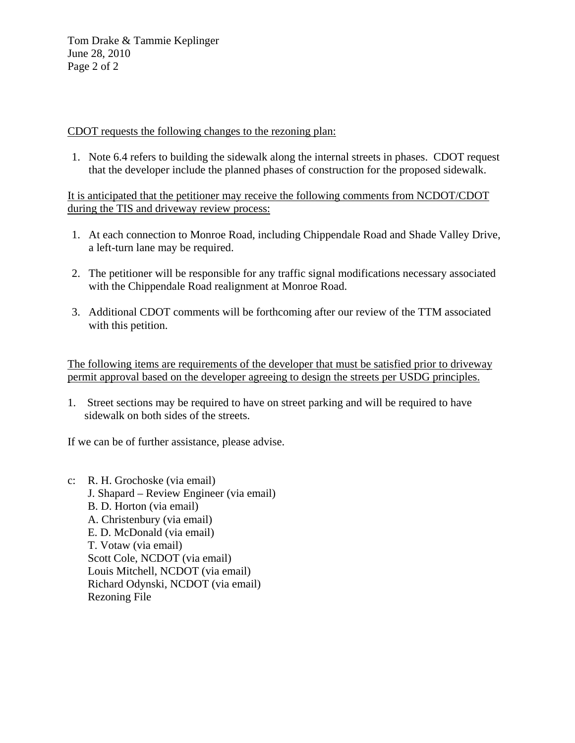CDOT requests the following changes to the rezoning plan:

1. Note 6.4 refers to building the sidewalk along the internal streets in phases. CDOT request that the developer include the planned phases of construction for the proposed sidewalk.

It is anticipated that the petitioner may receive the following comments from NCDOT/CDOT during the TIS and driveway review process:

1. At each connection to Monroe Road, including Chippendale Road and Shade Valley Drive, a left-turn lane may be required.

2. The petitioner will be responsible for any traffic signal modifications necessary associated with the Chippendale Road realignment at Monroe Road.

3. Additional CDOT comments will be forthcoming after our review of the TTM associated with this petition.

The following items are requirements of the developer that must be satisfied prior to driveway permit approval based on the developer agreeing to design the streets per USDG principles.

1. Street sections may be required to have on street parking and will be required to have sidewalk on both sides of the streets.

If we can be of further assistance, please advise.

c: R. H. Grochoske (via email)
J. Shapard – Review Engineer (via email)
B. D. Horton (via email)
A. Christenbury (via email)
E. D. McDonald (via email)
T. Votaw (via email)
Scott Cole, NCDOT (via email)
Louis Mitchell, NCDOT (via email)
Richard Odynski, NCDOT (via email)
Rezoning File